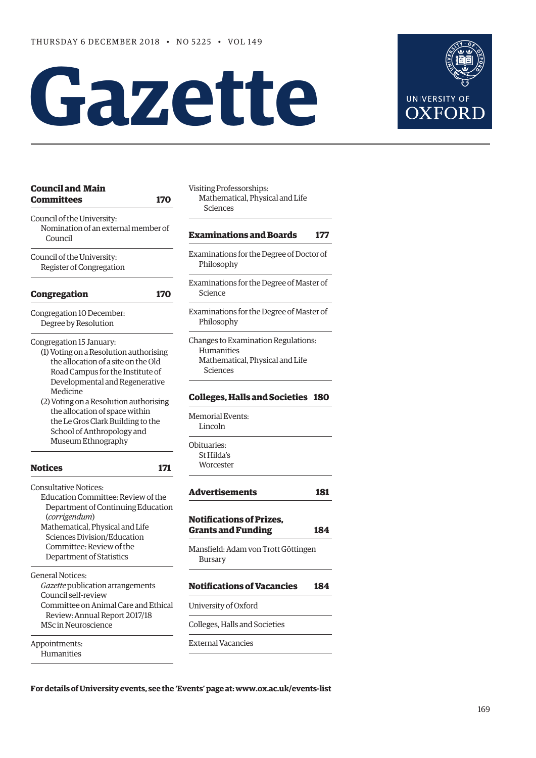THURSDAY 6 DECEMBER 2018 • NO 5225 • VOL 149

# Gazette

UNIVERSITY OF OXFORD

**Council and Main Committees** 170

Council of the University:
Nomination of an external member of Council

Council of the University:
Register of Congregation

**Congregation** 170

Congregation 10 December:
Degree by Resolution

Congregation 15 January:
(1) Voting on a Resolution authorising the allocation of a site on the Old Road Campus for the Institute of Developmental and Regenerative Medicine
(2) Voting on a Resolution authorising the allocation of space within the Le Gros Clark Building to the School of Anthropology and Museum Ethnography

**Notices** 171

Consultative Notices:
Education Committee: Review of the Department of Continuing Education (*corrigendum*)
Mathematical, Physical and Life Sciences Division/Education Committee: Review of the Department of Statistics

General Notices:
*Gazette* publication arrangements
Council self-review
Committee on Animal Care and Ethical Review: Annual Report 2017/18
MSc in Neuroscience

Appointments:
Humanities

Visiting Professorships:
Mathematical, Physical and Life Sciences

**Examinations and Boards** 177

Examinations for the Degree of Doctor of Philosophy

Examinations for the Degree of Master of Science

Examinations for the Degree of Master of Philosophy

Changes to Examination Regulations:
Humanities
Mathematical, Physical and Life Sciences

**Colleges, Halls and Societies** 180

Memorial Events:
Lincoln

Obituaries:
St Hilda's
Worcester

**Advertisements** 181

**Notifications of Prizes, Grants and Funding** 184

Mansfield: Adam von Trott Göttingen Bursary

**Notifications of Vacancies** 184

University of Oxford

Colleges, Halls and Societies

External Vacancies

**For details of University events, see the 'Events' page at: www.ox.ac.uk/events-list**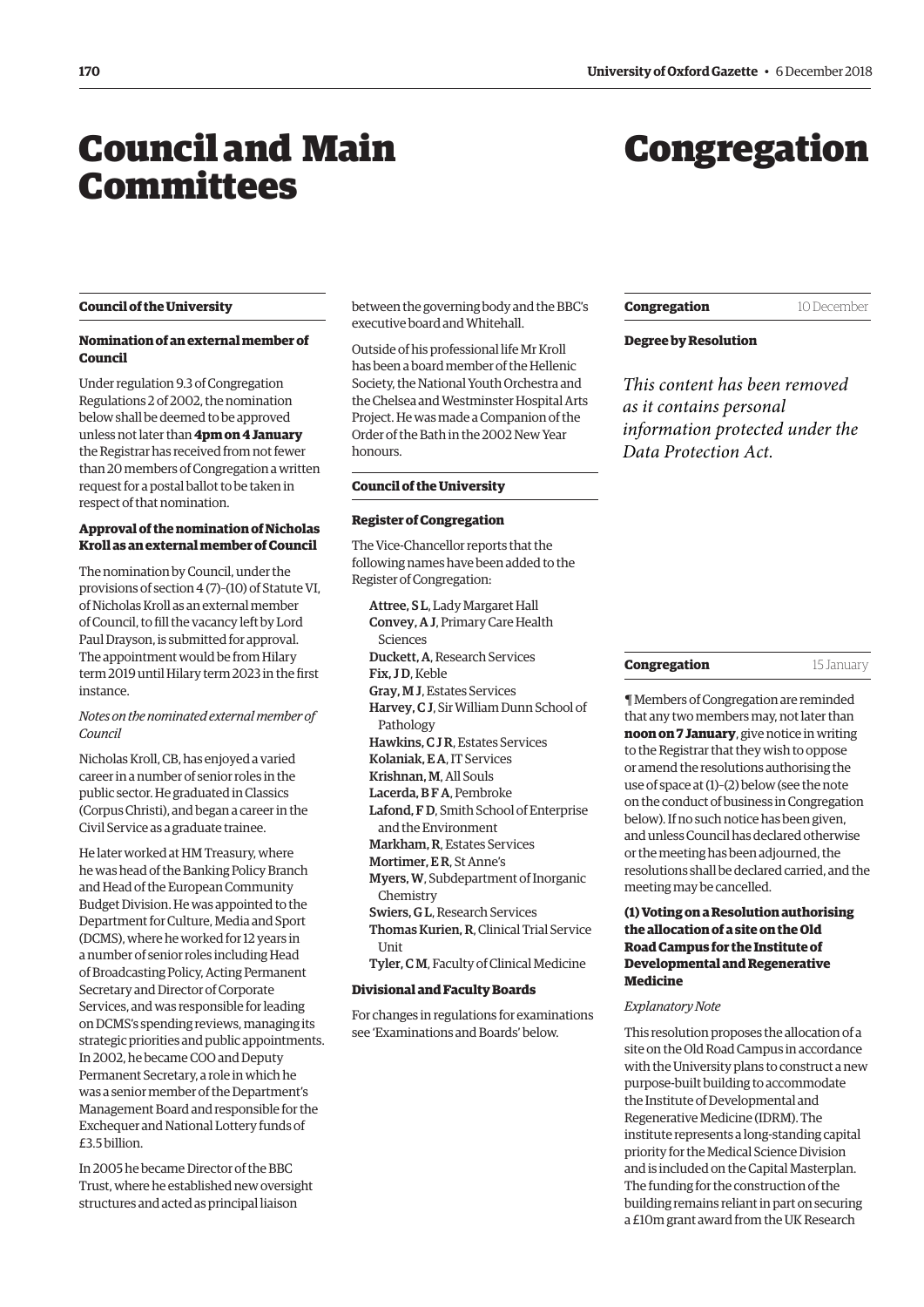# Council and Main Committees

## Council of the University

### Nomination of an external member of Council

Under regulation 9.3 of Congregation Regulations 2 of 2002, the nomination below shall be deemed to be approved unless not later than **4pm on 4 January** the Registrar has received from not fewer than 20 members of Congregation a written request for a postal ballot to be taken in respect of that nomination.

### Approval of the nomination of Nicholas Kroll as an external member of Council

The nomination by Council, under the provisions of section 4 (7)–(10) of Statute VI, of Nicholas Kroll as an external member of Council, to fill the vacancy left by Lord Paul Drayson, is submitted for approval. The appointment would be from Hilary term 2019 until Hilary term 2023 in the first instance.

*Notes on the nominated external member of Council*

Nicholas Kroll, CB, has enjoyed a varied career in a number of senior roles in the public sector. He graduated in Classics (Corpus Christi), and began a career in the Civil Service as a graduate trainee.

He later worked at HM Treasury, where he was head of the Banking Policy Branch and Head of the European Community Budget Division. He was appointed to the Department for Culture, Media and Sport (DCMS), where he worked for 12 years in a number of senior roles including Head of Broadcasting Policy, Acting Permanent Secretary and Director of Corporate Services, and was responsible for leading on DCMS's spending reviews, managing its strategic priorities and public appointments. In 2002, he became COO and Deputy Permanent Secretary, a role in which he was a senior member of the Department's Management Board and responsible for the Exchequer and National Lottery funds of £3.5 billion.

In 2005 he became Director of the BBC Trust, where he established new oversight structures and acted as principal liaison between the governing body and the BBC's executive board and Whitehall.

Outside of his professional life Mr Kroll has been a board member of the Hellenic Society, the National Youth Orchestra and the Chelsea and Westminster Hospital Arts Project. He was made a Companion of the Order of the Bath in the 2002 New Year honours.

## Council of the University

### Register of Congregation

The Vice-Chancellor reports that the following names have been added to the Register of Congregation:

- **Attree, S L**, Lady Margaret Hall
- **Convey, A J**, Primary Care Health Sciences
- **Duckett, A**, Research Services
- **Fix, J D**, Keble
- **Gray, M J**, Estates Services
- **Harvey, C J**, Sir William Dunn School of Pathology
- **Hawkins, C J R**, Estates Services
- **Kolaniak, E A**, IT Services
- **Krishnan, M**, All Souls
- **Lacerda, B F A**, Pembroke
- **Lafond, F D**, Smith School of Enterprise and the Environment
- **Markham, R**, Estates Services
- **Mortimer, E R**, St Anne's
- **Myers, W**, Subdepartment of Inorganic Chemistry
- **Swiers, G L**, Research Services
- **Thomas Kurien, R**, Clinical Trial Service Unit
- **Tyler, C M**, Faculty of Clinical Medicine

### Divisional and Faculty Boards

For changes in regulations for examinations see 'Examinations and Boards' below.

# Congregation

## Congregation — 10 December

### Degree by Resolution

*This content has been removed as it contains personal information protected under the Data Protection Act.*

## Congregation — 15 January

¶ Members of Congregation are reminded that any two members may, not later than **noon on 7 January**, give notice in writing to the Registrar that they wish to oppose or amend the resolutions authorising the use of space at (1)–(2) below (see the note on the conduct of business in Congregation below). If no such notice has been given, and unless Council has declared otherwise or the meeting has been adjourned, the resolutions shall be declared carried, and the meeting may be cancelled.

### (1) Voting on a Resolution authorising the allocation of a site on the Old Road Campus for the Institute of Developmental and Regenerative Medicine

*Explanatory Note*

This resolution proposes the allocation of a site on the Old Road Campus in accordance with the University plans to construct a new purpose-built building to accommodate the Institute of Developmental and Regenerative Medicine (IDRM). The institute represents a long-standing capital priority for the Medical Science Division and is included on the Capital Masterplan. The funding for the construction of the building remains reliant in part on securing a £10m grant award from the UK Research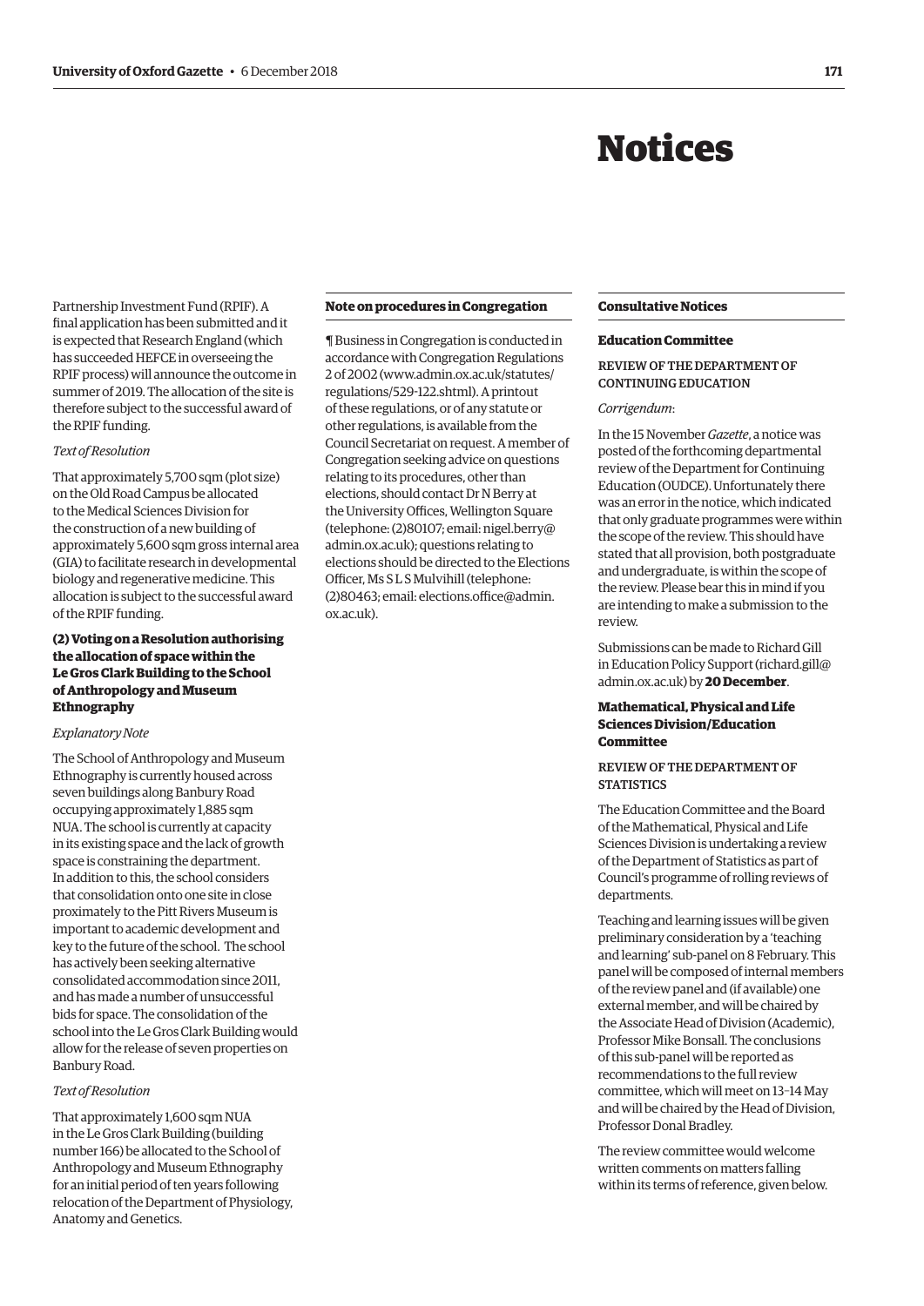# Notices

Partnership Investment Fund (RPIF). A final application has been submitted and it is expected that Research England (which has succeeded HEFCE in overseeing the RPIF process) will announce the outcome in summer of 2019. The allocation of the site is therefore subject to the successful award of the RPIF funding.

*Text of Resolution*

That approximately 5,700 sqm (plot size) on the Old Road Campus be allocated to the Medical Sciences Division for the construction of a new building of approximately 5,600 sqm gross internal area (GIA) to facilitate research in developmental biology and regenerative medicine. This allocation is subject to the successful award of the RPIF funding.

**(2) Voting on a Resolution authorising the allocation of space within the Le Gros Clark Building to the School of Anthropology and Museum Ethnography**

*Explanatory Note*

The School of Anthropology and Museum Ethnography is currently housed across seven buildings along Banbury Road occupying approximately 1,885 sqm NUA. The school is currently at capacity in its existing space and the lack of growth space is constraining the department. In addition to this, the school considers that consolidation onto one site in close proximately to the Pitt Rivers Museum is important to academic development and key to the future of the school. The school has actively been seeking alternative consolidated accommodation since 2011, and has made a number of unsuccessful bids for space. The consolidation of the school into the Le Gros Clark Building would allow for the release of seven properties on Banbury Road.

*Text of Resolution*

That approximately 1,600 sqm NUA in the Le Gros Clark Building (building number 166) be allocated to the School of Anthropology and Museum Ethnography for an initial period of ten years following relocation of the Department of Physiology, Anatomy and Genetics.

**Note on procedures in Congregation**

¶ Business in Congregation is conducted in accordance with Congregation Regulations 2 of 2002 (www.admin.ox.ac.uk/statutes/regulations/529-122.shtml). A printout of these regulations, or of any statute or other regulations, is available from the Council Secretariat on request. A member of Congregation seeking advice on questions relating to its procedures, other than elections, should contact Dr N Berry at the University Offices, Wellington Square (telephone: (2)80107; email: nigel.berry@admin.ox.ac.uk); questions relating to elections should be directed to the Elections Officer, Ms S L S Mulvihill (telephone: (2)80463; email: elections.office@admin.ox.ac.uk).

**Consultative Notices**

**Education Committee**

REVIEW OF THE DEPARTMENT OF CONTINUING EDUCATION

*Corrigendum*:

In the 15 November *Gazette*, a notice was posted of the forthcoming departmental review of the Department for Continuing Education (OUDCE). Unfortunately there was an error in the notice, which indicated that only graduate programmes were within the scope of the review. This should have stated that all provision, both postgraduate and undergraduate, is within the scope of the review. Please bear this in mind if you are intending to make a submission to the review.

Submissions can be made to Richard Gill in Education Policy Support (richard.gill@admin.ox.ac.uk) by **20 December**.

**Mathematical, Physical and Life Sciences Division/Education Committee**

REVIEW OF THE DEPARTMENT OF STATISTICS

The Education Committee and the Board of the Mathematical, Physical and Life Sciences Division is undertaking a review of the Department of Statistics as part of Council's programme of rolling reviews of departments.

Teaching and learning issues will be given preliminary consideration by a 'teaching and learning' sub-panel on 8 February. This panel will be composed of internal members of the review panel and (if available) one external member, and will be chaired by the Associate Head of Division (Academic), Professor Mike Bonsall. The conclusions of this sub-panel will be reported as recommendations to the full review committee, which will meet on 13–14 May and will be chaired by the Head of Division, Professor Donal Bradley.

The review committee would welcome written comments on matters falling within its terms of reference, given below.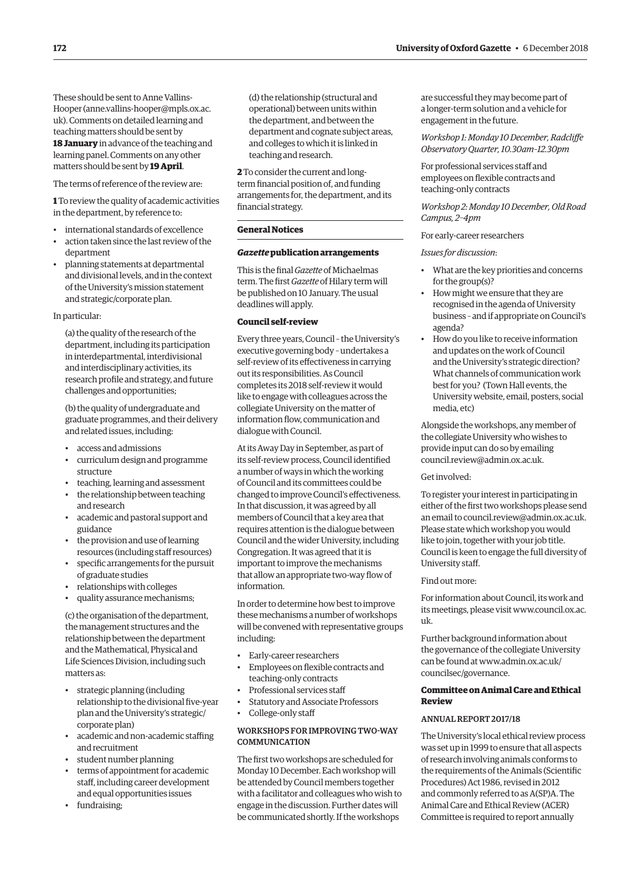These should be sent to Anne Vallins-Hooper (anne.vallins-hooper@mpls.ox.ac.uk). Comments on detailed learning and teaching matters should be sent by **18 January** in advance of the teaching and learning panel. Comments on any other matters should be sent by **19 April**.

The terms of reference of the review are:

**1** To review the quality of academic activities in the department, by reference to:

- international standards of excellence
- action taken since the last review of the department
- planning statements at departmental and divisional levels, and in the context of the University's mission statement and strategic/corporate plan.

In particular:

(a) the quality of the research of the department, including its participation in interdepartmental, interdivisional and interdisciplinary activities, its research profile and strategy, and future challenges and opportunities;

(b) the quality of undergraduate and graduate programmes, and their delivery and related issues, including:

- access and admissions
- curriculum design and programme structure
- teaching, learning and assessment
- the relationship between teaching and research
- academic and pastoral support and guidance
- the provision and use of learning resources (including staff resources)
- specific arrangements for the pursuit of graduate studies
- relationships with colleges
- quality assurance mechanisms;

(c) the organisation of the department, the management structures and the relationship between the department and the Mathematical, Physical and Life Sciences Division, including such matters as:

- strategic planning (including relationship to the divisional five-year plan and the University's strategic/corporate plan)
- academic and non-academic staffing and recruitment
- student number planning
- terms of appointment for academic staff, including career development and equal opportunities issues
- fundraising;

(d) the relationship (structural and operational) between units within the department, and between the department and cognate subject areas, and colleges to which it is linked in teaching and research.

**2** To consider the current and long-term financial position of, and funding arrangements for, the department, and its financial strategy.

## General Notices

### *Gazette* publication arrangements

This is the final *Gazette* of Michaelmas term. The first *Gazette* of Hilary term will be published on 10 January. The usual deadlines will apply.

### Council self-review

Every three years, Council – the University's executive governing body – undertakes a self-review of its effectiveness in carrying out its responsibilities. As Council completes its 2018 self-review it would like to engage with colleagues across the collegiate University on the matter of information flow, communication and dialogue with Council.

At its Away Day in September, as part of its self-review process, Council identified a number of ways in which the working of Council and its committees could be changed to improve Council's effectiveness. In that discussion, it was agreed by all members of Council that a key area that requires attention is the dialogue between Council and the wider University, including Congregation. It was agreed that it is important to improve the mechanisms that allow an appropriate two-way flow of information.

In order to determine how best to improve these mechanisms a number of workshops will be convened with representative groups including:

- Early-career researchers
- Employees on flexible contracts and teaching-only contracts
- Professional services staff
- Statutory and Associate Professors
- College-only staff

#### WORKSHOPS FOR IMPROVING TWO-WAY COMMUNICATION

The first two workshops are scheduled for Monday 10 December. Each workshop will be attended by Council members together with a facilitator and colleagues who wish to engage in the discussion. Further dates will be communicated shortly. If the workshops are successful they may become part of a longer-term solution and a vehicle for engagement in the future.

*Workshop 1: Monday 10 December, Radcliffe Observatory Quarter, 10.30am–12.30pm*

For professional services staff and employees on flexible contracts and teaching-only contracts

*Workshop 2: Monday 10 December, Old Road Campus, 2–4pm*

For early-career researchers

*Issues for discussion*:

- What are the key priorities and concerns for the group(s)?
- How might we ensure that they are recognised in the agenda of University business – and if appropriate on Council's agenda?
- How do you like to receive information and updates on the work of Council and the University's strategic direction? What channels of communication work best for you? (Town Hall events, the University website, email, posters, social media, etc)

Alongside the workshops, any member of the collegiate University who wishes to provide input can do so by emailing council.review@admin.ox.ac.uk.

Get involved:

To register your interest in participating in either of the first two workshops please send an email to council.review@admin.ox.ac.uk. Please state which workshop you would like to join, together with your job title. Council is keen to engage the full diversity of University staff.

Find out more:

For information about Council, its work and its meetings, please visit www.council.ox.ac.uk.

Further background information about the governance of the collegiate University can be found at www.admin.ox.ac.uk/councilsec/governance.

### Committee on Animal Care and Ethical Review

#### ANNUAL REPORT 2017/18

The University's local ethical review process was set up in 1999 to ensure that all aspects of research involving animals conforms to the requirements of the Animals (Scientific Procedures) Act 1986, revised in 2012 and commonly referred to as A(SP)A. The Animal Care and Ethical Review (ACER) Committee is required to report annually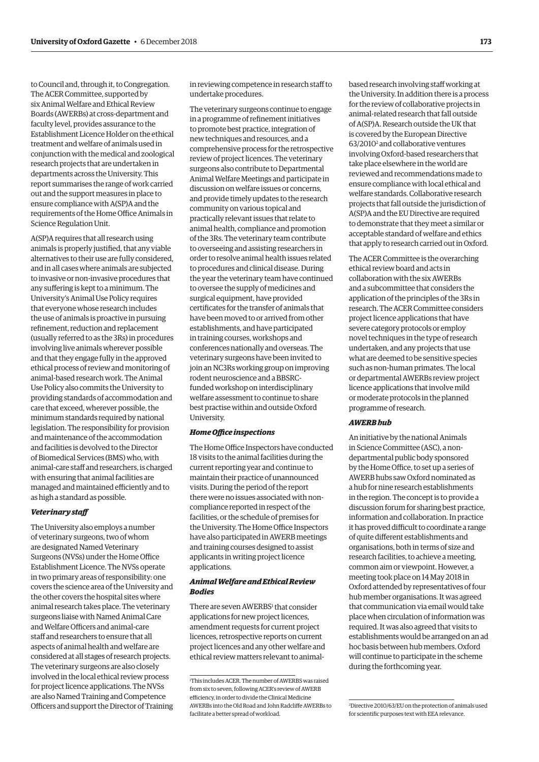to Council and, through it, to Congregation. The ACER Committee, supported by six Animal Welfare and Ethical Review Boards (AWERBs) at cross-department and faculty level, provides assurance to the Establishment Licence Holder on the ethical treatment and welfare of animals used in conjunction with the medical and zoological research projects that are undertaken in departments across the University. This report summarises the range of work carried out and the support measures in place to ensure compliance with A(SP)A and the requirements of the Home Office Animals in Science Regulation Unit.

A(SP)A requires that all research using animals is properly justified, that any viable alternatives to their use are fully considered, and in all cases where animals are subjected to invasive or non-invasive procedures that any suffering is kept to a minimum. The University's Animal Use Policy requires that everyone whose research includes the use of animals is proactive in pursuing refinement, reduction and replacement (usually referred to as the 3Rs) in procedures involving live animals wherever possible and that they engage fully in the approved ethical process of review and monitoring of animal-based research work. The Animal Use Policy also commits the University to providing standards of accommodation and care that exceed, wherever possible, the minimum standards required by national legislation. The responsibility for provision and maintenance of the accommodation and facilities is devolved to the Director of Biomedical Services (BMS) who, with animal-care staff and researchers, is charged with ensuring that animal facilities are managed and maintained efficiently and to as high a standard as possible.

### *Veterinary staff*

The University also employs a number of veterinary surgeons, two of whom are designated Named Veterinary Surgeons (NVSs) under the Home Office Establishment Licence. The NVSs operate in two primary areas of responsibility: one covers the science area of the University and the other covers the hospital sites where animal research takes place. The veterinary surgeons liaise with Named Animal Care and Welfare Officers and animal-care staff and researchers to ensure that all aspects of animal health and welfare are considered at all stages of research projects. The veterinary surgeons are also closely involved in the local ethical review process for project licence applications. The NVSs are also Named Training and Competence Officers and support the Director of Training in reviewing competence in research staff to undertake procedures.

The veterinary surgeons continue to engage in a programme of refinement initiatives to promote best practice, integration of new techniques and resources, and a comprehensive process for the retrospective review of project licences. The veterinary surgeons also contribute to Departmental Animal Welfare Meetings and participate in discussion on welfare issues or concerns, and provide timely updates to the research community on various topical and practically relevant issues that relate to animal health, compliance and promotion of the 3Rs. The veterinary team contribute to overseeing and assisting researchers in order to resolve animal health issues related to procedures and clinical disease. During the year the veterinary team have continued to oversee the supply of medicines and surgical equipment, have provided certificates for the transfer of animals that have been moved to or arrived from other establishments, and have participated in training courses, workshops and conferences nationally and overseas. The veterinary surgeons have been invited to join an NC3Rs working group on improving rodent neuroscience and a BBSRC-funded workshop on interdisciplinary welfare assessment to continue to share best practise within and outside Oxford University.

### *Home Office inspections*

The Home Office Inspectors have conducted 18 visits to the animal facilities during the current reporting year and continue to maintain their practice of unannounced visits. During the period of the report there were no issues associated with non-compliance reported in respect of the facilities, or the schedule of premises for the University. The Home Office Inspectors have also participated in AWERB meetings and training courses designed to assist applicants in writing project licence applications.

### *Animal Welfare and Ethical Review Bodies*

There are seven AWERBS[1] that consider applications for new project licences, amendment requests for current project licences, retrospective reports on current project licences and any other welfare and ethical review matters relevant to animal-based research involving staff working at the University. In addition there is a process for the review of collaborative projects in animal-related research that fall outside of A(SP)A. Research outside the UK that is covered by the European Directive 63/2010[2] and collaborative ventures involving Oxford-based researchers that take place elsewhere in the world are reviewed and recommendations made to ensure compliance with local ethical and welfare standards. Collaborative research projects that fall outside the jurisdiction of A(SP)A and the EU Directive are required to demonstrate that they meet a similar or acceptable standard of welfare and ethics that apply to research carried out in Oxford.

The ACER Committee is the overarching ethical review board and acts in collaboration with the six AWERBs and a subcommittee that considers the application of the principles of the 3Rs in research. The ACER Committee considers project licence applications that have severe category protocols or employ novel techniques in the type of research undertaken, and any projects that use what are deemed to be sensitive species such as non-human primates. The local or departmental AWERBs review project licence applications that involve mild or moderate protocols in the planned programme of research.

### *AWERB hub*

An initiative by the national Animals in Science Committee (ASC), a non-departmental public body sponsored by the Home Office, to set up a series of AWERB hubs saw Oxford nominated as a hub for nine research establishments in the region. The concept is to provide a discussion forum for sharing best practice, information and collaboration. In practice it has proved difficult to coordinate a range of quite different establishments and organisations, both in terms of size and research facilities, to achieve a meeting, common aim or viewpoint. However, a meeting took place on 14 May 2018 in Oxford attended by representatives of four hub member organisations. It was agreed that communication via email would take place when circulation of information was required. It was also agreed that visits to establishments would be arranged on an ad hoc basis between hub members. Oxford will continue to participate in the scheme during the forthcoming year.

---

[1] This includes ACER. The number of AWERBS was raised from six to seven, following ACER's review of AWERB efficiency, in order to divide the Clinical Medicine AWERBs into the Old Road and John Radcliffe AWERBs to facilitate a better spread of workload.

[2] Directive 2010/63/EU on the protection of animals used for scientific purposes text with EEA relevance.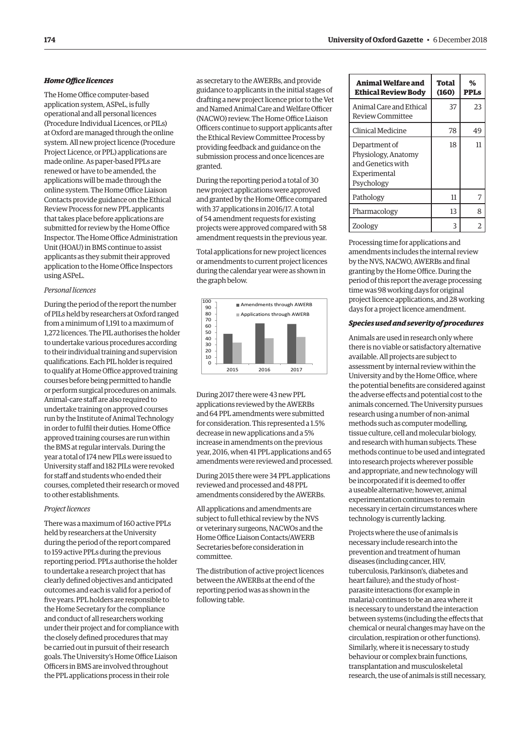### *Home Office licences*

The Home Office computer-based application system, ASPeL, is fully operational and all personal licences (Procedure Individual Licences, or PILs) at Oxford are managed through the online system. All new project licence (Procedure Project Licence, or PPL) applications are made online. As paper-based PPLs are renewed or have to be amended, the applications will be made through the online system. The Home Office Liaison Contacts provide guidance on the Ethical Review Process for new PPL applicants that takes place before applications are submitted for review by the Home Office Inspector. The Home Office Administration Unit (HOAU) in BMS continue to assist applicants as they submit their approved application to the Home Office Inspectors using ASPeL.

*Personal licences*

During the period of the report the number of PILs held by researchers at Oxford ranged from a minimum of 1,191 to a maximum of 1,272 licences. The PIL authorises the holder to undertake various procedures according to their individual training and supervision qualifications. Each PIL holder is required to qualify at Home Office approved training courses before being permitted to handle or perform surgical procedures on animals. Animal-care staff are also required to undertake training on approved courses run by the Institute of Animal Technology in order to fulfil their duties. Home Office approved training courses are run within the BMS at regular intervals. During the year a total of 174 new PILs were issued to University staff and 182 PILs were revoked for staff and students who ended their courses, completed their research or moved to other establishments.

*Project licences*

There was a maximum of 160 active PPLs held by researchers at the University during the period of the report compared to 159 active PPLs during the previous reporting period. PPLs authorise the holder to undertake a research project that has clearly defined objectives and anticipated outcomes and each is valid for a period of five years. PPL holders are responsible to the Home Secretary for the compliance and conduct of all researchers working under their project and for compliance with the closely defined procedures that may be carried out in pursuit of their research goals. The University's Home Office Liaison Officers in BMS are involved throughout the PPL applications process in their role as secretary to the AWERBs, and provide guidance to applicants in the initial stages of drafting a new project licence prior to the Vet and Named Animal Care and Welfare Officer (NACWO) review. The Home Office Liaison Officers continue to support applicants after the Ethical Review Committee Process by providing feedback and guidance on the submission process and once licences are granted.

During the reporting period a total of 30 new project applications were approved and granted by the Home Office compared with 37 applications in 2016/17. A total of 54 amendment requests for existing projects were approved compared with 58 amendment requests in the previous year.

Total applications for new project licences or amendments to current project licences during the calendar year were as shown in the graph below.

| Year | Amendments through AWERB | Applications through AWERB |
|---|---|---|
| 2015 | 48 | 34 |
| 2016 | 65 | 41 |
| 2017 | 64 | 43 |

During 2017 there were 43 new PPL applications reviewed by the AWERBs and 64 PPL amendments were submitted for consideration. This represented a 1.5% decrease in new applications and a 5% increase in amendments on the previous year, 2016, when 41 PPL applications and 65 amendments were reviewed and processed.

During 2015 there were 34 PPL applications reviewed and processed and 48 PPL amendments considered by the AWERBs.

All applications and amendments are subject to full ethical review by the NVS or veterinary surgeons, NACWOs and the Home Office Liaison Contacts/AWERB Secretaries before consideration in committee.

The distribution of active project licences between the AWERBs at the end of the reporting period was as shown in the following table.

| Animal Welfare and Ethical Review Body | Total (160) | % PPLs |
|---|---|---|
| Animal Care and Ethical Review Committee | 37 | 23 |
| Clinical Medicine | 78 | 49 |
| Department of Physiology, Anatomy and Genetics with Experimental Psychology | 18 | 11 |
| Pathology | 11 | 7 |
| Pharmacology | 13 | 8 |
| Zoology | 3 | 2 |

Processing time for applications and amendments includes the internal review by the NVS, NACWO, AWERBs and final granting by the Home Office. During the period of this report the average processing time was 98 working days for original project licence applications, and 28 working days for a project licence amendment.

### *Species used and severity of procedures*

Animals are used in research only where there is no viable or satisfactory alternative available. All projects are subject to assessment by internal review within the University and by the Home Office, where the potential benefits are considered against the adverse effects and potential cost to the animals concerned. The University pursues research using a number of non-animal methods such as computer modelling, tissue culture, cell and molecular biology, and research with human subjects. These methods continue to be used and integrated into research projects wherever possible and appropriate, and new technology will be incorporated if it is deemed to offer a useable alternative; however, animal experimentation continues to remain necessary in certain circumstances where technology is currently lacking.

Projects where the use of animals is necessary include research into the prevention and treatment of human diseases (including cancer, HIV, tuberculosis, Parkinson's, diabetes and heart failure); and the study of host–parasite interactions (for example in malaria) continues to be an area where it is necessary to understand the interaction between systems (including the effects that chemical or neural changes may have on the circulation, respiration or other functions). Similarly, where it is necessary to study behaviour or complex brain functions, transplantation and musculoskeletal research, the use of animals is still necessary,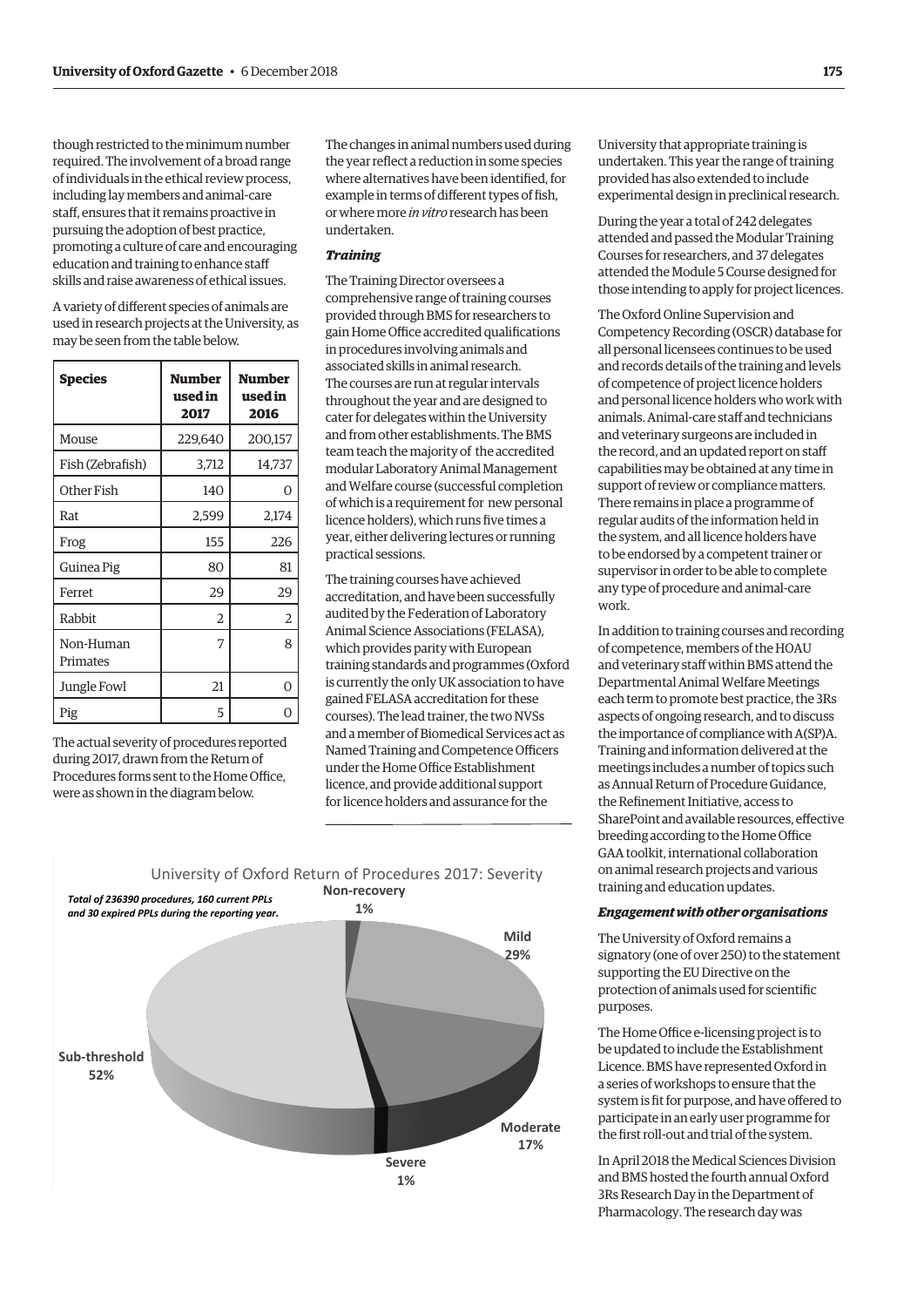though restricted to the minimum number required. The involvement of a broad range of individuals in the ethical review process, including lay members and animal-care staff, ensures that it remains proactive in pursuing the adoption of best practice, promoting a culture of care and encouraging education and training to enhance staff skills and raise awareness of ethical issues.

A variety of different species of animals are used in research projects at the University, as may be seen from the table below.

| Species | Number used in 2017 | Number used in 2016 |
|---|---|---|
| Mouse | 229,640 | 200,157 |
| Fish (Zebrafish) | 3,712 | 14,737 |
| Other Fish | 140 | 0 |
| Rat | 2,599 | 2,174 |
| Frog | 155 | 226 |
| Guinea Pig | 80 | 81 |
| Ferret | 29 | 29 |
| Rabbit | 2 | 2 |
| Non-Human Primates | 7 | 8 |
| Jungle Fowl | 21 | 0 |
| Pig | 5 | 0 |

The actual severity of procedures reported during 2017, drawn from the Return of Procedures forms sent to the Home Office, were as shown in the diagram below.

University of Oxford Return of Procedures 2017: Severity

*Total of 236390 procedures, 160 current PPLs and 30 expired PPLs during the reporting year.*

- Non-recovery 1%
- Mild 29%
- Moderate 17%
- Severe 1%
- Sub-threshold 52%

The changes in animal numbers used during the year reflect a reduction in some species where alternatives have been identified, for example in terms of different types of fish, or where more *in vitro* research has been undertaken.

***Training***

The Training Director oversees a comprehensive range of training courses provided through BMS for researchers to gain Home Office accredited qualifications in procedures involving animals and associated skills in animal research. The courses are run at regular intervals throughout the year and are designed to cater for delegates within the University and from other establishments. The BMS team teach the majority of the accredited modular Laboratory Animal Management and Welfare course (successful completion of which is a requirement for new personal licence holders), which runs five times a year, either delivering lectures or running practical sessions.

The training courses have achieved accreditation, and have been successfully audited by the Federation of Laboratory Animal Science Associations (FELASA), which provides parity with European training standards and programmes (Oxford is currently the only UK association to have gained FELASA accreditation for these courses). The lead trainer, the two NVSs and a member of Biomedical Services act as Named Training and Competence Officers under the Home Office Establishment licence, and provide additional support for licence holders and assurance for the University that appropriate training is undertaken. This year the range of training provided has also extended to include experimental design in preclinical research.

During the year a total of 242 delegates attended and passed the Modular Training Courses for researchers, and 37 delegates attended the Module 5 Course designed for those intending to apply for project licences.

The Oxford Online Supervision and Competency Recording (OSCR) database for all personal licensees continues to be used and records details of the training and levels of competence of project licence holders and personal licence holders who work with animals. Animal-care staff and technicians and veterinary surgeons are included in the record, and an updated report on staff capabilities may be obtained at any time in support of review or compliance matters. There remains in place a programme of regular audits of the information held in the system, and all licence holders have to be endorsed by a competent trainer or supervisor in order to be able to complete any type of procedure and animal-care work.

In addition to training courses and recording of competence, members of the HOAU and veterinary staff within BMS attend the Departmental Animal Welfare Meetings each term to promote best practice, the 3Rs aspects of ongoing research, and to discuss the importance of compliance with A(SP)A. Training and information delivered at the meetings includes a number of topics such as Annual Return of Procedure Guidance, the Refinement Initiative, access to SharePoint and available resources, effective breeding according to the Home Office GAA toolkit, international collaboration on animal research projects and various training and education updates.

***Engagement with other organisations***

The University of Oxford remains a signatory (one of over 250) to the statement supporting the EU Directive on the protection of animals used for scientific purposes.

The Home Office e-licensing project is to be updated to include the Establishment Licence. BMS have represented Oxford in a series of workshops to ensure that the system is fit for purpose, and have offered to participate in an early user programme for the first roll-out and trial of the system.

In April 2018 the Medical Sciences Division and BMS hosted the fourth annual Oxford 3Rs Research Day in the Department of Pharmacology. The research day was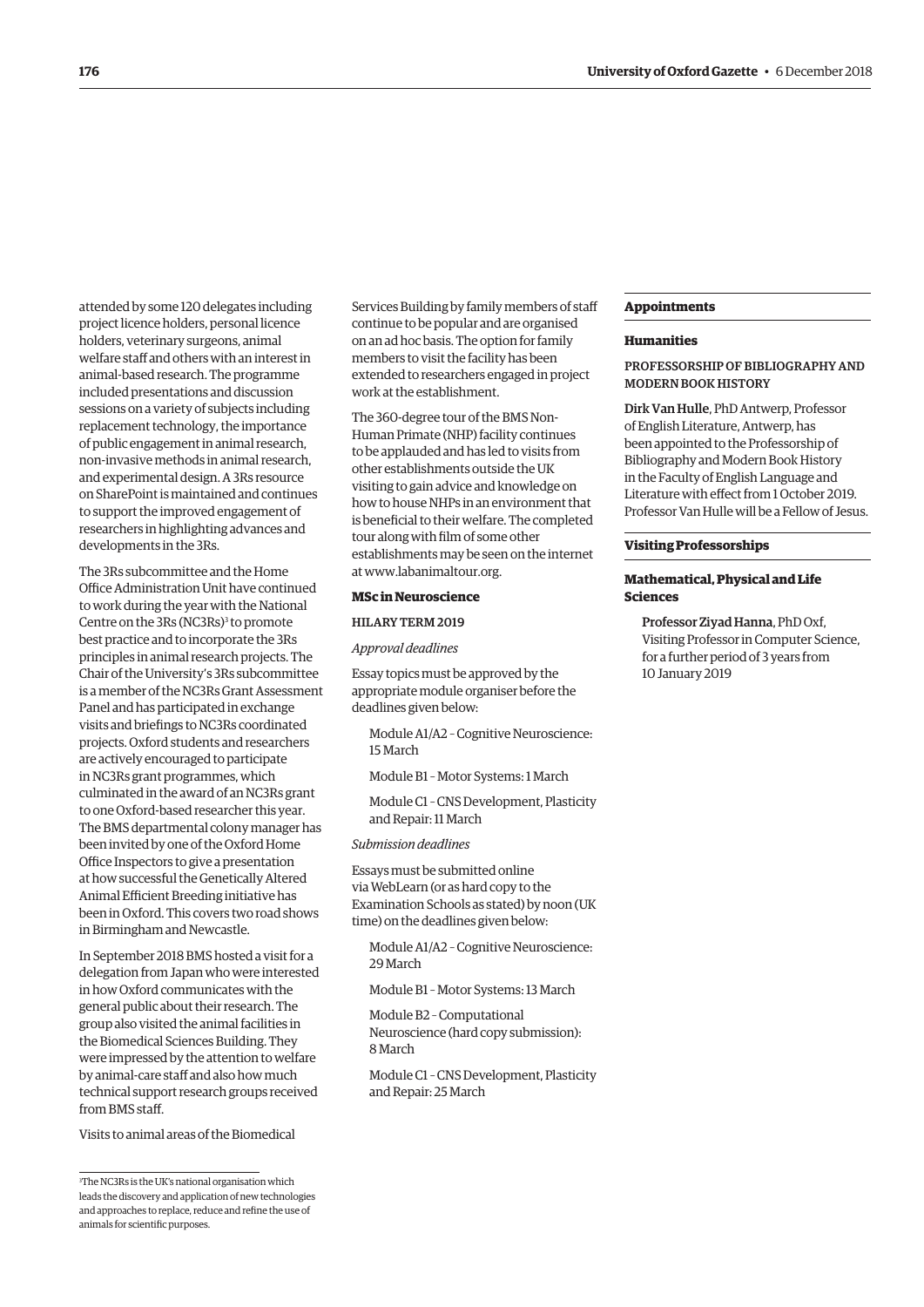attended by some 120 delegates including project licence holders, personal licence holders, veterinary surgeons, animal welfare staff and others with an interest in animal-based research. The programme included presentations and discussion sessions on a variety of subjects including replacement technology, the importance of public engagement in animal research, non-invasive methods in animal research, and experimental design. A 3Rs resource on SharePoint is maintained and continues to support the improved engagement of researchers in highlighting advances and developments in the 3Rs.

The 3Rs subcommittee and the Home Office Administration Unit have continued to work during the year with the National Centre on the 3Rs (NC3Rs)[3] to promote best practice and to incorporate the 3Rs principles in animal research projects. The Chair of the University's 3Rs subcommittee is a member of the NC3Rs Grant Assessment Panel and has participated in exchange visits and briefings to NC3Rs coordinated projects. Oxford students and researchers are actively encouraged to participate in NC3Rs grant programmes, which culminated in the award of an NC3Rs grant to one Oxford-based researcher this year. The BMS departmental colony manager has been invited by one of the Oxford Home Office Inspectors to give a presentation at how successful the Genetically Altered Animal Efficient Breeding initiative has been in Oxford. This covers two road shows in Birmingham and Newcastle.

In September 2018 BMS hosted a visit for a delegation from Japan who were interested in how Oxford communicates with the general public about their research. The group also visited the animal facilities in the Biomedical Sciences Building. They were impressed by the attention to welfare by animal-care staff and also how much technical support research groups received from BMS staff.

Visits to animal areas of the Biomedical Services Building by family members of staff continue to be popular and are organised on an ad hoc basis. The option for family members to visit the facility has been extended to researchers engaged in project work at the establishment.

The 360-degree tour of the BMS Non-Human Primate (NHP) facility continues to be applauded and has led to visits from other establishments outside the UK visiting to gain advice and knowledge on how to house NHPs in an environment that is beneficial to their welfare. The completed tour along with film of some other establishments may be seen on the internet at www.labanimaltour.org.

[3] The NC3Rs is the UK's national organisation which leads the discovery and application of new technologies and approaches to replace, reduce and refine the use of animals for scientific purposes.

## MSc in Neuroscience

### HILARY TERM 2019

*Approval deadlines*

Essay topics must be approved by the appropriate module organiser before the deadlines given below:

Module A1/A2 – Cognitive Neuroscience: 15 March

Module B1 – Motor Systems: 1 March

Module C1 – CNS Development, Plasticity and Repair: 11 March

*Submission deadlines*

Essays must be submitted online via WebLearn (or as hard copy to the Examination Schools as stated) by noon (UK time) on the deadlines given below:

Module A1/A2 – Cognitive Neuroscience: 29 March

Module B1 – Motor Systems: 13 March

Module B2 – Computational Neuroscience (hard copy submission): 8 March

Module C1 – CNS Development, Plasticity and Repair: 25 March

## Appointments

### Humanities

#### PROFESSORSHIP OF BIBLIOGRAPHY AND MODERN BOOK HISTORY

**Dirk Van Hulle**, PhD Antwerp, Professor of English Literature, Antwerp, has been appointed to the Professorship of Bibliography and Modern Book History in the Faculty of English Language and Literature with effect from 1 October 2019. Professor Van Hulle will be a Fellow of Jesus.

## Visiting Professorships

### Mathematical, Physical and Life Sciences

**Professor Ziyad Hanna**, PhD Oxf, Visiting Professor in Computer Science, for a further period of 3 years from 10 January 2019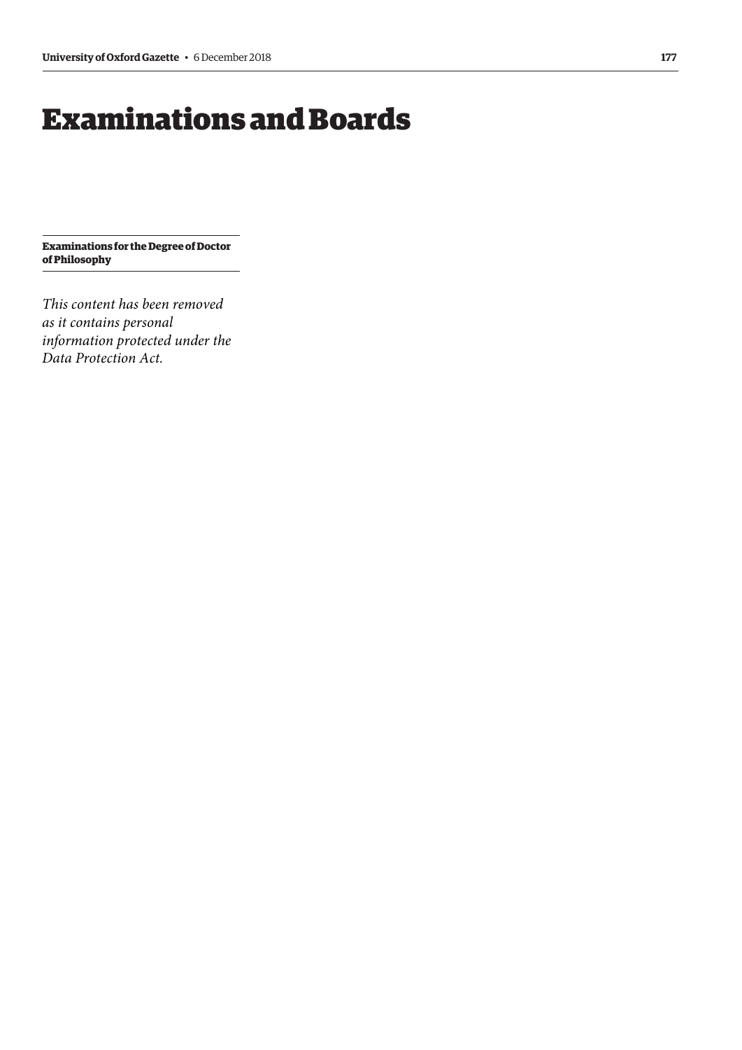# Examinations and Boards

**Examinations for the Degree of Doctor of Philosophy**

*This content has been removed as it contains personal information protected under the Data Protection Act.*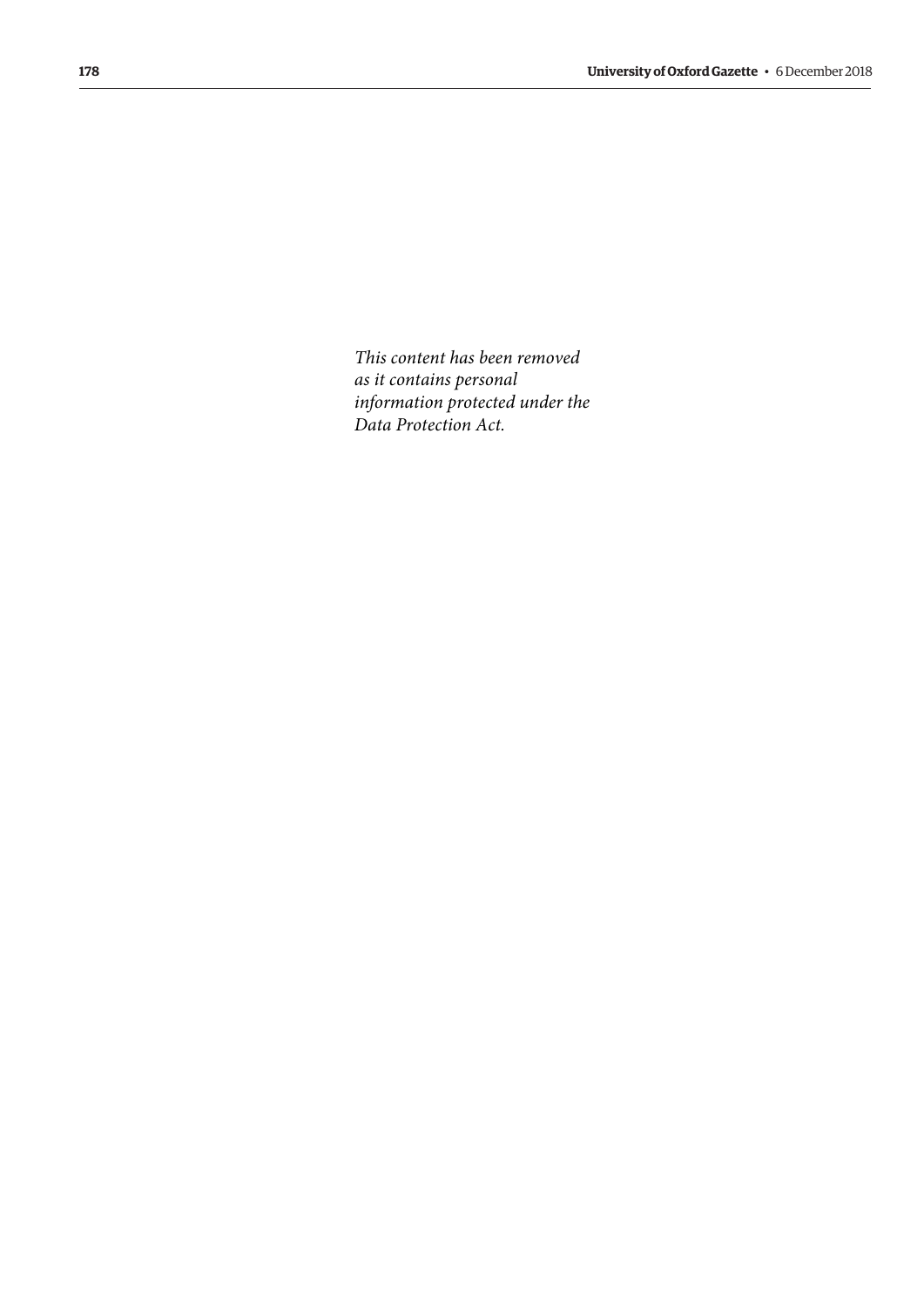*This content has been removed as it contains personal information protected under the Data Protection Act.*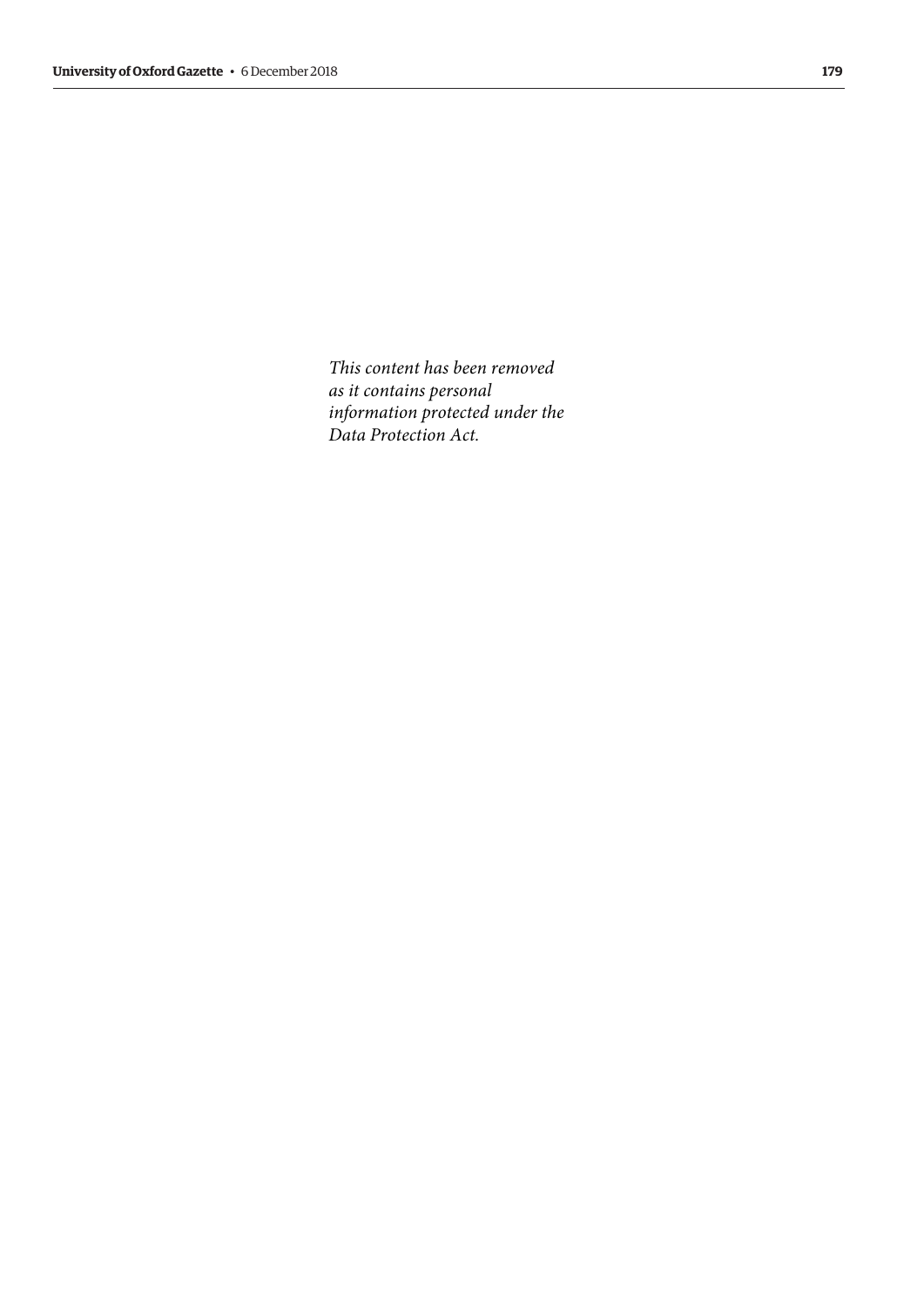*This content has been removed as it contains personal information protected under the Data Protection Act.*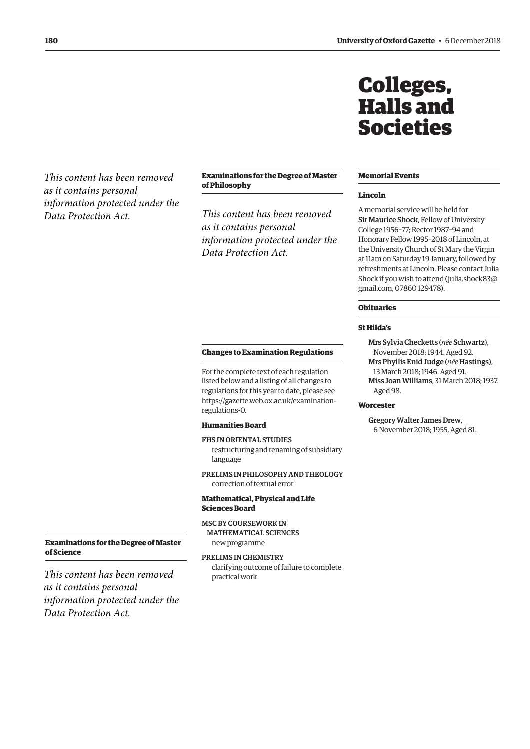# Colleges, Halls and Societies

*This content has been removed as it contains personal information protected under the Data Protection Act.*

**Examinations for the Degree of Master of Science**

*This content has been removed as it contains personal information protected under the Data Protection Act.*

**Examinations for the Degree of Master of Philosophy**

*This content has been removed as it contains personal information protected under the Data Protection Act.*

**Changes to Examination Regulations**

For the complete text of each regulation listed below and a listing of all changes to regulations for this year to date, please see https://gazette.web.ox.ac.uk/examination-regulations-0.

**Humanities Board**

FHS IN ORIENTAL STUDIES
restructuring and renaming of subsidiary language

PRELIMS IN PHILOSOPHY AND THEOLOGY
correction of textual error

**Mathematical, Physical and Life Sciences Board**

MSC BY COURSEWORK IN MATHEMATICAL SCIENCES
new programme

PRELIMS IN CHEMISTRY
clarifying outcome of failure to complete practical work

**Memorial Events**

**Lincoln**

A memorial service will be held for **Sir Maurice Shock**, Fellow of University College 1956–77; Rector 1987–94 and Honorary Fellow 1995–2018 of Lincoln, at the University Church of St Mary the Virgin at 11am on Saturday 19 January, followed by refreshments at Lincoln. Please contact Julia Shock if you wish to attend (julia.shock83@gmail.com, 07860 129478).

**Obituaries**

**St Hilda's**

**Mrs Sylvia Checketts** (*née* **Schwartz**), November 2018; 1944. Aged 92.
**Mrs Phyllis Enid Judge** (*née* **Hastings**), 13 March 2018; 1946. Aged 91.
**Miss Joan Williams**, 31 March 2018; 1937. Aged 98.

**Worcester**

**Gregory Walter James Drew**, 6 November 2018; 1955. Aged 81.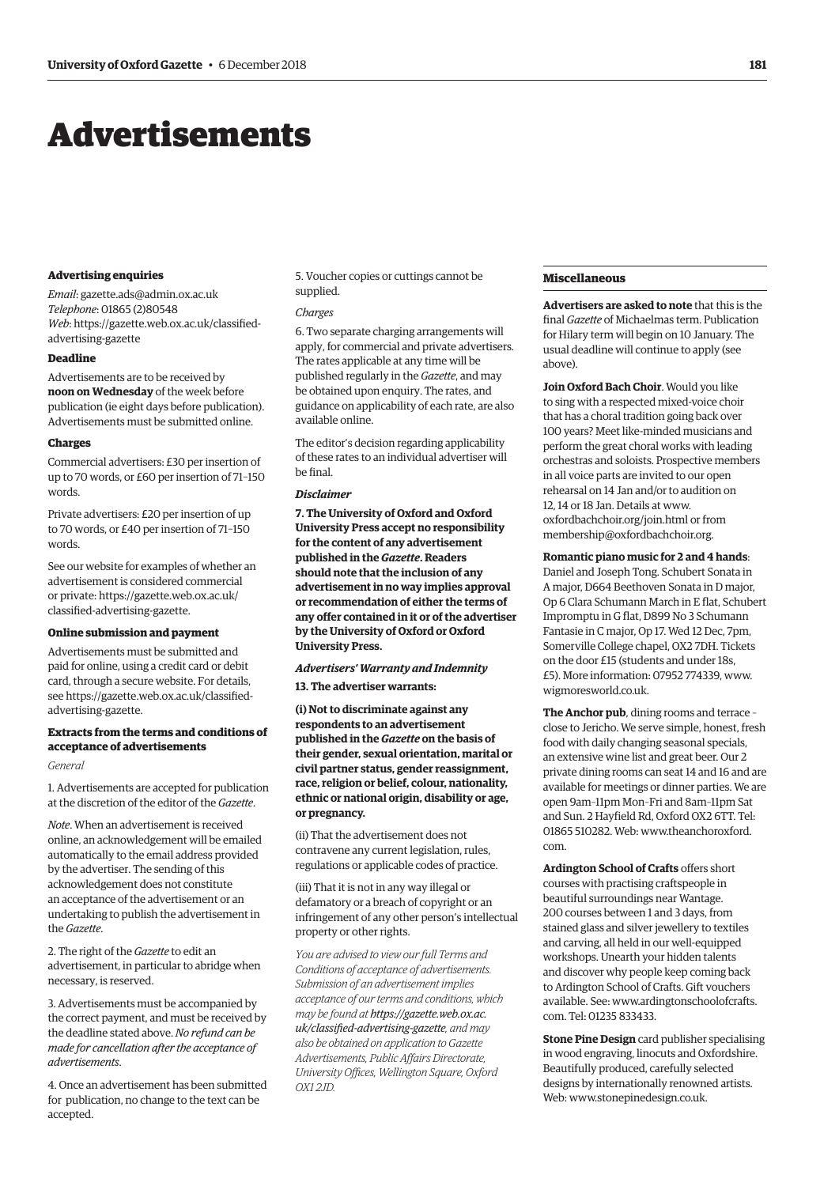# Advertisements

#### Advertising enquiries

*Email*: gazette.ads@admin.ox.ac.uk
*Telephone*: 01865 (2)80548
*Web*: https://gazette.web.ox.ac.uk/classified-advertising-gazette

#### Deadline

Advertisements are to be received by **noon on Wednesday** of the week before publication (ie eight days before publication). Advertisements must be submitted online.

#### Charges

Commercial advertisers: £30 per insertion of up to 70 words, or £60 per insertion of 71–150 words.

Private advertisers: £20 per insertion of up to 70 words, or £40 per insertion of 71–150 words.

See our website for examples of whether an advertisement is considered commercial or private: https://gazette.web.ox.ac.uk/classified-advertising-gazette.

#### Online submission and payment

Advertisements must be submitted and paid for online, using a credit card or debit card, through a secure website. For details, see https://gazette.web.ox.ac.uk/classified-advertising-gazette.

#### Extracts from the terms and conditions of acceptance of advertisements

*General*

1. Advertisements are accepted for publication at the discretion of the editor of the *Gazette*.

*Note*. When an advertisement is received online, an acknowledgement will be emailed automatically to the email address provided by the advertiser. The sending of this acknowledgement does not constitute an acceptance of the advertisement or an undertaking to publish the advertisement in the *Gazette*.

2. The right of the *Gazette* to edit an advertisement, in particular to abridge when necessary, is reserved.

3. Advertisements must be accompanied by the correct payment, and must be received by the deadline stated above. *No refund can be made for cancellation after the acceptance of advertisements*.

4. Once an advertisement has been submitted for publication, no change to the text can be accepted.

5. Voucher copies or cuttings cannot be supplied.

*Charges*

6. Two separate charging arrangements will apply, for commercial and private advertisers. The rates applicable at any time will be published regularly in the *Gazette*, and may be obtained upon enquiry. The rates, and guidance on applicability of each rate, are also available online.

The editor's decision regarding applicability of these rates to an individual advertiser will be final.

***Disclaimer***

**7. The University of Oxford and Oxford University Press accept no responsibility for the content of any advertisement published in the *Gazette*. Readers should note that the inclusion of any advertisement in no way implies approval or recommendation of either the terms of any offer contained in it or of the advertiser by the University of Oxford or Oxford University Press.**

***Advertisers' Warranty and Indemnity***

**13. The advertiser warrants:**

**(i) Not to discriminate against any respondents to an advertisement published in the *Gazette* on the basis of their gender, sexual orientation, marital or civil partner status, gender reassignment, race, religion or belief, colour, nationality, ethnic or national origin, disability or age, or pregnancy.**

(ii) That the advertisement does not contravene any current legislation, rules, regulations or applicable codes of practice.

(iii) That it is not in any way illegal or defamatory or a breach of copyright or an infringement of any other person's intellectual property or other rights.

*You are advised to view our full Terms and Conditions of acceptance of advertisements. Submission of an advertisement implies acceptance of our terms and conditions, which may be found at **https://gazette.web.ox.ac.uk/classified-advertising-gazette**, and may also be obtained on application to Gazette Advertisements, Public Affairs Directorate, University Offices, Wellington Square, Oxford OX1 2JD.*

#### Miscellaneous

**Advertisers are asked to note** that this is the final *Gazette* of Michaelmas term. Publication for Hilary term will begin on 10 January. The usual deadline will continue to apply (see above).

**Join Oxford Bach Choir**. Would you like to sing with a respected mixed-voice choir that has a choral tradition going back over 100 years? Meet like-minded musicians and perform the great choral works with leading orchestras and soloists. Prospective members in all voice parts are invited to our open rehearsal on 14 Jan and/or to audition on 12, 14 or 18 Jan. Details at www.oxfordbachchoir.org/join.html or from membership@oxfordbachchoir.org.

**Romantic piano music for 2 and 4 hands**: Daniel and Joseph Tong. Schubert Sonata in A major, D664 Beethoven Sonata in D major, Op 6 Clara Schumann March in E flat, Schubert Impromptu in G flat, D899 No 3 Schumann Fantasie in C major, Op 17. Wed 12 Dec, 7pm, Somerville College chapel, OX2 7DH. Tickets on the door £15 (students and under 18s, £5). More information: 07952 774339, www.wigmoresworld.co.uk.

**The Anchor pub**, dining rooms and terrace – close to Jericho. We serve simple, honest, fresh food with daily changing seasonal specials, an extensive wine list and great beer. Our 2 private dining rooms can seat 14 and 16 and are available for meetings or dinner parties. We are open 9am–11pm Mon–Fri and 8am–11pm Sat and Sun. 2 Hayfield Rd, Oxford OX2 6TT. Tel: 01865 510282. Web: www.theanchoroxford.com.

**Ardington School of Crafts** offers short courses with practising craftspeople in beautiful surroundings near Wantage. 200 courses between 1 and 3 days, from stained glass and silver jewellery to textiles and carving, all held in our well-equipped workshops. Unearth your hidden talents and discover why people keep coming back to Ardington School of Crafts. Gift vouchers available. See: www.ardingtonschoolofcrafts.com. Tel: 01235 833433.

**Stone Pine Design** card publisher specialising in wood engraving, linocuts and Oxfordshire. Beautifully produced, carefully selected designs by internationally renowned artists. Web: www.stonepinedesign.co.uk.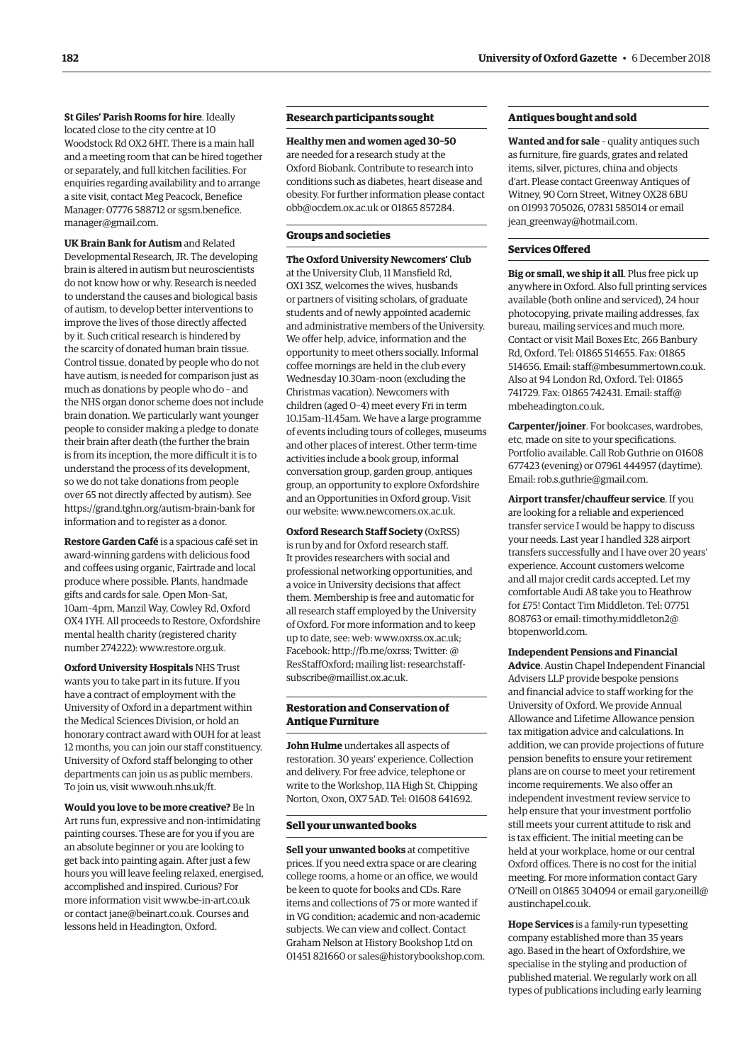**St Giles' Parish Rooms for hire**. Ideally located close to the city centre at 10 Woodstock Rd OX2 6HT. There is a main hall and a meeting room that can be hired together or separately, and full kitchen facilities. For enquiries regarding availability and to arrange a site visit, contact Meg Peacock, Benefice Manager: 07776 588712 or sgsm.benefice.manager@gmail.com.

**UK Brain Bank for Autism** and Related Developmental Research, JR. The developing brain is altered in autism but neuroscientists do not know how or why. Research is needed to understand the causes and biological basis of autism, to develop better interventions to improve the lives of those directly affected by it. Such critical research is hindered by the scarcity of donated human brain tissue. Control tissue, donated by people who do not have autism, is needed for comparison just as much as donations by people who do – and the NHS organ donor scheme does not include brain donation. We particularly want younger people to consider making a pledge to donate their brain after death (the further the brain is from its inception, the more difficult it is to understand the process of its development, so we do not take donations from people over 65 not directly affected by autism). See https://grand.tghn.org/autism-brain-bank for information and to register as a donor.

**Restore Garden Café** is a spacious café set in award-winning gardens with delicious food and coffees using organic, Fairtrade and local produce where possible. Plants, handmade gifts and cards for sale. Open Mon–Sat, 10am–4pm, Manzil Way, Cowley Rd, Oxford OX4 1YH. All proceeds to Restore, Oxfordshire mental health charity (registered charity number 274222): www.restore.org.uk.

**Oxford University Hospitals** NHS Trust wants you to take part in its future. If you have a contract of employment with the University of Oxford in a department within the Medical Sciences Division, or hold an honorary contract award with OUH for at least 12 months, you can join our staff constituency. University of Oxford staff belonging to other departments can join us as public members. To join us, visit www.ouh.nhs.uk/ft.

**Would you love to be more creative?** Be In Art runs fun, expressive and non-intimidating painting courses. These are for you if you are an absolute beginner or you are looking to get back into painting again. After just a few hours you will leave feeling relaxed, energised, accomplished and inspired. Curious? For more information visit www.be-in-art.co.uk or contact jane@beinart.co.uk. Courses and lessons held in Headington, Oxford.

## Research participants sought

**Healthy men and women aged 30–50** are needed for a research study at the Oxford Biobank. Contribute to research into conditions such as diabetes, heart disease and obesity. For further information please contact obb@ocdem.ox.ac.uk or 01865 857284.

## Groups and societies

**The Oxford University Newcomers' Club** at the University Club, 11 Mansfield Rd, OX1 3SZ, welcomes the wives, husbands or partners of visiting scholars, of graduate students and of newly appointed academic and administrative members of the University. We offer help, advice, information and the opportunity to meet others socially. Informal coffee mornings are held in the club every Wednesday 10.30am–noon (excluding the Christmas vacation). Newcomers with children (aged 0–4) meet every Fri in term 10.15am–11.45am. We have a large programme of events including tours of colleges, museums and other places of interest. Other term-time activities include a book group, informal conversation group, garden group, antiques group, an opportunity to explore Oxfordshire and an Opportunities in Oxford group. Visit our website: www.newcomers.ox.ac.uk.

**Oxford Research Staff Society** (OxRSS) is run by and for Oxford research staff. It provides researchers with social and professional networking opportunities, and a voice in University decisions that affect them. Membership is free and automatic for all research staff employed by the University of Oxford. For more information and to keep up to date, see: web: www.oxrss.ox.ac.uk; Facebook: http://fb.me/oxrss; Twitter: @ResStaffOxford; mailing list: researchstaff-subscribe@maillist.ox.ac.uk.

## Restoration and Conservation of Antique Furniture

**John Hulme** undertakes all aspects of restoration. 30 years' experience. Collection and delivery. For free advice, telephone or write to the Workshop, 11A High St, Chipping Norton, Oxon, OX7 5AD. Tel: 01608 641692.

## Sell your unwanted books

**Sell your unwanted books** at competitive prices. If you need extra space or are clearing college rooms, a home or an office, we would be keen to quote for books and CDs. Rare items and collections of 75 or more wanted if in VG condition; academic and non-academic subjects. We can view and collect. Contact Graham Nelson at History Bookshop Ltd on 01451 821660 or sales@historybookshop.com.

## Antiques bought and sold

**Wanted and for sale** – quality antiques such as furniture, fire guards, grates and related items, silver, pictures, china and objects d'art. Please contact Greenway Antiques of Witney, 90 Corn Street, Witney OX28 6BU on 01993 705026, 07831 585014 or email jean_greenway@hotmail.com.

## Services Offered

**Big or small, we ship it all**. Plus free pick up anywhere in Oxford. Also full printing services available (both online and serviced), 24 hour photocopying, private mailing addresses, fax bureau, mailing services and much more. Contact or visit Mail Boxes Etc, 266 Banbury Rd, Oxford. Tel: 01865 514655. Fax: 01865 514656. Email: staff@mbesummertown.co.uk. Also at 94 London Rd, Oxford. Tel: 01865 741729. Fax: 01865 742431. Email: staff@mbeheadington.co.uk.

**Carpenter/joiner**. For bookcases, wardrobes, etc, made on site to your specifications. Portfolio available. Call Rob Guthrie on 01608 677423 (evening) or 07961 444957 (daytime). Email: rob.s.guthrie@gmail.com.

**Airport transfer/chauffeur service**. If you are looking for a reliable and experienced transfer service I would be happy to discuss your needs. Last year I handled 328 airport transfers successfully and I have over 20 years' experience. Account customers welcome and all major credit cards accepted. Let my comfortable Audi A8 take you to Heathrow for £75! Contact Tim Middleton. Tel: 07751 808763 or email: timothy.middleton2@btopenworld.com.

**Independent Pensions and Financial Advice**. Austin Chapel Independent Financial Advisers LLP provide bespoke pensions and financial advice to staff working for the University of Oxford. We provide Annual Allowance and Lifetime Allowance pension tax mitigation advice and calculations. In addition, we can provide projections of future pension benefits to ensure your retirement plans are on course to meet your retirement income requirements. We also offer an independent investment review service to help ensure that your investment portfolio still meets your current attitude to risk and is tax efficient. The initial meeting can be held at your workplace, home or our central Oxford offices. There is no cost for the initial meeting. For more information contact Gary O'Neill on 01865 304094 or email gary.oneill@austinchapel.co.uk.

**Hope Services** is a family-run typesetting company established more than 35 years ago. Based in the heart of Oxfordshire, we specialise in the styling and production of published material. We regularly work on all types of publications including early learning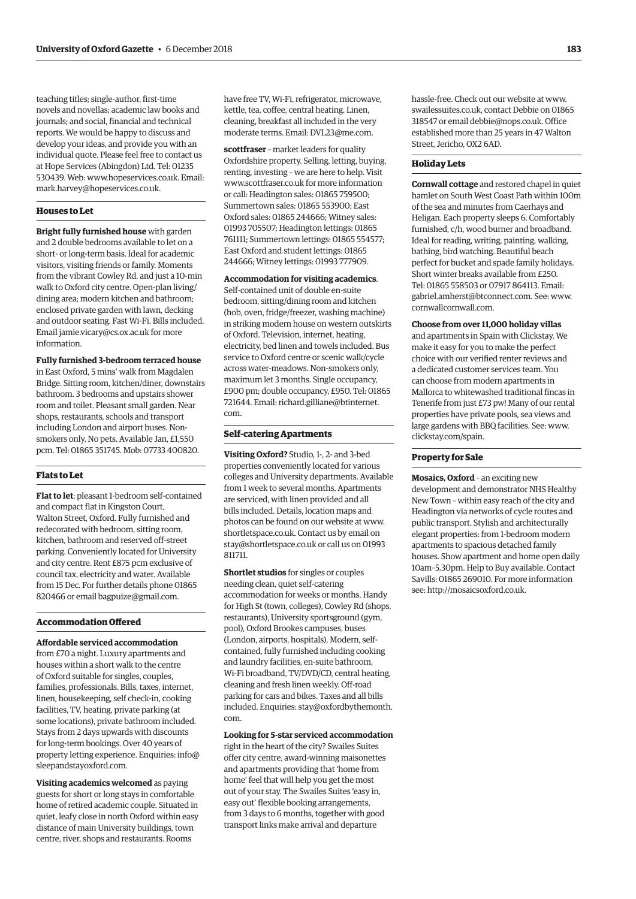teaching titles; single-author, first-time novels and novellas; academic law books and journals; and social, financial and technical reports. We would be happy to discuss and develop your ideas, and provide you with an individual quote. Please feel free to contact us at Hope Services (Abingdon) Ltd. Tel: 01235 530439. Web: www.hopeservices.co.uk. Email: mark.harvey@hopeservices.co.uk.

### Houses to Let

**Bright fully furnished house** with garden and 2 double bedrooms available to let on a short- or long-term basis. Ideal for academic visitors, visiting friends or family. Moments from the vibrant Cowley Rd, and just a 10-min walk to Oxford city centre. Open-plan living/dining area; modern kitchen and bathroom; enclosed private garden with lawn, decking and outdoor seating. Fast Wi-Fi. Bills included. Email jamie.vicary@cs.ox.ac.uk for more information.

**Fully furnished 3-bedroom terraced house** in East Oxford, 5 mins' walk from Magdalen Bridge. Sitting room, kitchen/diner, downstairs bathroom. 3 bedrooms and upstairs shower room and toilet. Pleasant small garden. Near shops, restaurants, schools and transport including London and airport buses. Non-smokers only. No pets. Available Jan, £1,550 pcm. Tel: 01865 351745. Mob: 07733 400820.

### Flats to Let

**Flat to let**: pleasant 1-bedroom self-contained and compact flat in Kingston Court, Walton Street, Oxford. Fully furnished and redecorated with bedroom, sitting room, kitchen, bathroom and reserved off-street parking. Conveniently located for University and city centre. Rent £875 pcm exclusive of council tax, electricity and water. Available from 15 Dec. For further details phone 01865 820466 or email bagpuize@gmail.com.

### Accommodation Offered

**Affordable serviced accommodation** from £70 a night. Luxury apartments and houses within a short walk to the centre of Oxford suitable for singles, couples, families, professionals. Bills, taxes, internet, linen, housekeeping, self check-in, cooking facilities, TV, heating, private parking (at some locations), private bathroom included. Stays from 2 days upwards with discounts for long-term bookings. Over 40 years of property letting experience. Enquiries: info@sleepandstayoxford.com.

**Visiting academics welcomed** as paying guests for short or long stays in comfortable home of retired academic couple. Situated in quiet, leafy close in north Oxford within easy distance of main University buildings, town centre, river, shops and restaurants. Rooms have free TV, Wi-Fi, refrigerator, microwave, kettle, tea, coffee, central heating. Linen, cleaning, breakfast all included in the very moderate terms. Email: DVL23@me.com.

**scottfraser** – market leaders for quality Oxfordshire property. Selling, letting, buying, renting, investing – we are here to help. Visit www.scottfraser.co.uk for more information or call: Headington sales: 01865 759500; Summertown sales: 01865 553900; East Oxford sales: 01865 244666; Witney sales: 01993 705507; Headington lettings: 01865 761111; Summertown lettings: 01865 554577; East Oxford and student lettings: 01865 244666; Witney lettings: 01993 777909.

**Accommodation for visiting academics**. Self-contained unit of double en-suite bedroom, sitting/dining room and kitchen (hob, oven, fridge/freezer, washing machine) in striking modern house on western outskirts of Oxford. Television, internet, heating, electricity, bed linen and towels included. Bus service to Oxford centre or scenic walk/cycle across water-meadows. Non-smokers only, maximum let 3 months. Single occupancy, £900 pm; double occupancy, £950. Tel: 01865 721644. Email: richard.gilliane@btinternet.com.

### Self-catering Apartments

**Visiting Oxford?** Studio, 1-, 2- and 3-bed properties conveniently located for various colleges and University departments. Available from 1 week to several months. Apartments are serviced, with linen provided and all bills included. Details, location maps and photos can be found on our website at www.shortletspace.co.uk. Contact us by email on stay@shortletspace.co.uk or call us on 01993 811711.

**Shortlet studios** for singles or couples needing clean, quiet self-catering accommodation for weeks or months. Handy for High St (town, colleges), Cowley Rd (shops, restaurants), University sportsground (gym, pool), Oxford Brookes campuses, buses (London, airports, hospitals). Modern, self-contained, fully furnished including cooking and laundry facilities, en-suite bathroom, Wi-Fi broadband, TV/DVD/CD, central heating, cleaning and fresh linen weekly. Off-road parking for cars and bikes. Taxes and all bills included. Enquiries: stay@oxfordbythemonth.com.

**Looking for 5-star serviced accommodation** right in the heart of the city? Swailes Suites offer city centre, award-winning maisonettes and apartments providing that 'home from home' feel that will help you get the most out of your stay. The Swailes Suites 'easy in, easy out' flexible booking arrangements, from 3 days to 6 months, together with good transport links make arrival and departure hassle-free. Check out our website at www.swailessuites.co.uk, contact Debbie on 01865 318547 or email debbie@nops.co.uk. Office established more than 25 years in 47 Walton Street, Jericho, OX2 6AD.

### Holiday Lets

**Cornwall cottage** and restored chapel in quiet hamlet on South West Coast Path within 100m of the sea and minutes from Caerhays and Heligan. Each property sleeps 6. Comfortably furnished, c/h, wood burner and broadband. Ideal for reading, writing, painting, walking, bathing, bird watching. Beautiful beach perfect for bucket and spade family holidays. Short winter breaks available from £250. Tel: 01865 558503 or 07917 864113. Email: gabriel.amherst@btconnect.com. See: www.cornwallcornwall.com.

**Choose from over 11,000 holiday villas** and apartments in Spain with Clickstay. We make it easy for you to make the perfect choice with our verified renter reviews and a dedicated customer services team. You can choose from modern apartments in Mallorca to whitewashed traditional fincas in Tenerife from just £73 pw! Many of our rental properties have private pools, sea views and large gardens with BBQ facilities. See: www.clickstay.com/spain.

### Property for Sale

**Mosaics, Oxford** – an exciting new development and demonstrator NHS Healthy New Town – within easy reach of the city and Headington via networks of cycle routes and public transport. Stylish and architecturally elegant properties: from 1-bedroom modern apartments to spacious detached family houses. Show apartment and home open daily 10am–5.30pm. Help to Buy available. Contact Savills: 01865 269010. For more information see: http://mosaicsoxford.co.uk.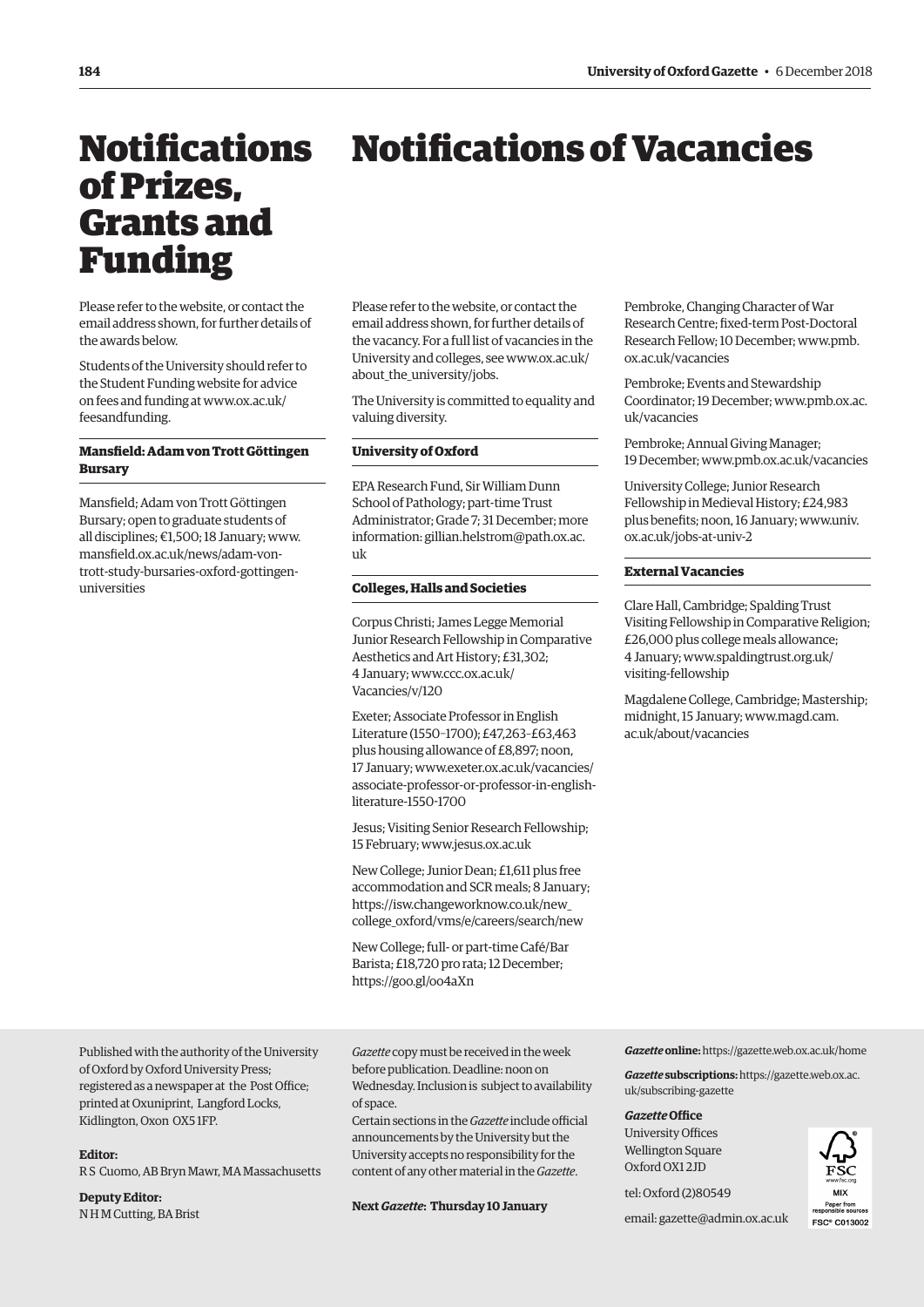# Notifications of Prizes, Grants and Funding

Please refer to the website, or contact the email address shown, for further details of the awards below.

Students of the University should refer to the Student Funding website for advice on fees and funding at www.ox.ac.uk/feesandfunding.

### Mansfield: Adam von Trott Göttingen Bursary

Mansfield; Adam von Trott Göttingen Bursary; open to graduate students of all disciplines; €1,500; 18 January; www.mansfield.ox.ac.uk/news/adam-von-trott-study-bursaries-oxford-gottingen-universities

# Notifications of Vacancies

Please refer to the website, or contact the email address shown, for further details of the vacancy. For a full list of vacancies in the University and colleges, see www.ox.ac.uk/about_the_university/jobs.

The University is committed to equality and valuing diversity.

### University of Oxford

EPA Research Fund, Sir William Dunn School of Pathology; part-time Trust Administrator; Grade 7; 31 December; more information: gillian.helstrom@path.ox.ac.uk

### Colleges, Halls and Societies

Corpus Christi; James Legge Memorial Junior Research Fellowship in Comparative Aesthetics and Art History; £31,302; 4 January; www.ccc.ox.ac.uk/Vacancies/v/120

Exeter; Associate Professor in English Literature (1550–1700); £47,263–£63,463 plus housing allowance of £8,897; noon, 17 January; www.exeter.ox.ac.uk/vacancies/associate-professor-or-professor-in-english-literature-1550-1700

Jesus; Visiting Senior Research Fellowship; 15 February; www.jesus.ox.ac.uk

New College; Junior Dean; £1,611 plus free accommodation and SCR meals; 8 January; https://isw.changeworknow.co.uk/new_college_oxford/vms/e/careers/search/new

New College; full- or part-time Café/Bar Barista; £18,720 pro rata; 12 December; https://goo.gl/oo4aXn

Pembroke, Changing Character of War Research Centre; fixed-term Post-Doctoral Research Fellow; 10 December; www.pmb.ox.ac.uk/vacancies

Pembroke; Events and Stewardship Coordinator; 19 December; www.pmb.ox.ac.uk/vacancies

Pembroke; Annual Giving Manager; 19 December; www.pmb.ox.ac.uk/vacancies

University College; Junior Research Fellowship in Medieval History; £24,983 plus benefits; noon, 16 January; www.univ.ox.ac.uk/jobs-at-univ-2

### External Vacancies

Clare Hall, Cambridge; Spalding Trust Visiting Fellowship in Comparative Religion; £26,000 plus college meals allowance; 4 January; www.spaldingtrust.org.uk/visiting-fellowship

Magdalene College, Cambridge; Mastership; midnight, 15 January; www.magd.cam.ac.uk/about/vacancies

---

Published with the authority of the University of Oxford by Oxford University Press; registered as a newspaper at the Post Office; printed at Oxuniprint, Langford Locks, Kidlington, Oxon OX5 1FP.

**Editor:**
R S Cuomo, AB Bryn Mawr, MA Massachusetts

**Deputy Editor:**
N H M Cutting, BA Brist

*Gazette* copy must be received in the week before publication. Deadline: noon on Wednesday. Inclusion is subject to availability of space.
Certain sections in the *Gazette* include official announcements by the University but the University accepts no responsibility for the content of any other material in the *Gazette*.

**Next *Gazette*: Thursday 10 January**

***Gazette* online:** https://gazette.web.ox.ac.uk/home

***Gazette* subscriptions:** https://gazette.web.ox.ac.uk/subscribing-gazette

***Gazette* Office**
University Offices
Wellington Square
Oxford OX1 2JD

tel: Oxford (2)80549

email: gazette@admin.ox.ac.uk

FSC www.fsc.org MIX Paper from responsible sources FSC® C013002